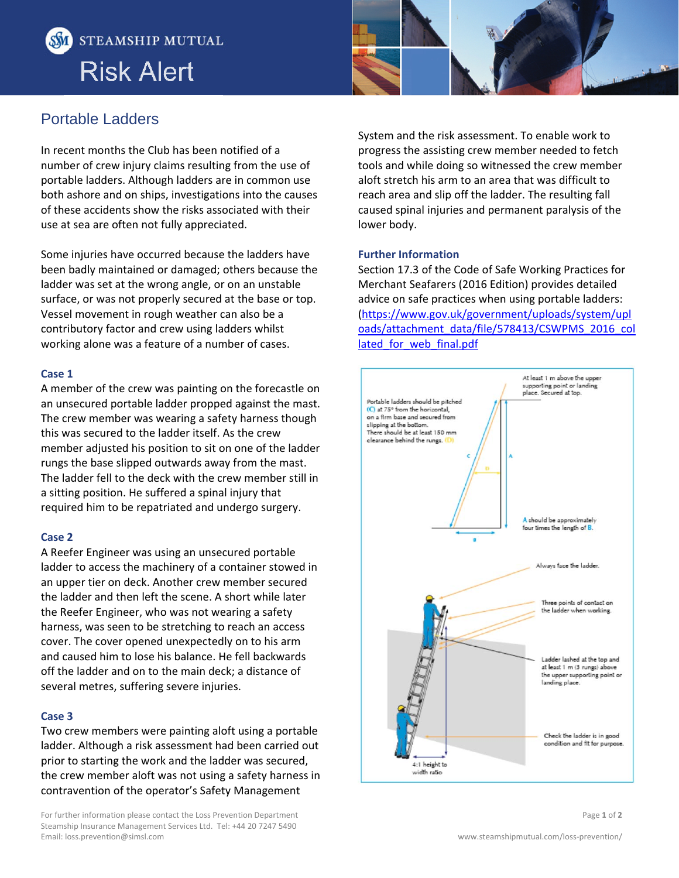# Steamship Mutual Risk Alert

## Portable Ladders

In recent months the Club has been notified of a number of crew injury claims resulting from the use of portable ladders. Although ladders are in common use both ashore and on ships, investigations into the causes of these accidents show the risks associated with their use at sea are often not fully appreciated.

Some injuries have occurred because the ladders have been badly maintained or damaged; others because the ladder was set at the wrong angle, or on an unstable surface, or was not properly secured at the base or top. Vessel movement in rough weather can also be a contributory factor and crew using ladders whilst working alone was a feature of a number of cases.

### Case 1

A member of the crew was painting on the forecastle on an unsecured portable ladder propped against the mast. The crew member was wearing a safety harness though this was secured to the ladder itself. As the crew member adjusted his position to sit on one of the ladder rungs the base slipped outwards away from the mast. The ladder fell to the deck with the crew member still in a sitting position. He suffered a spinal injury that required him to be repatriated and undergo surgery.

### Case 2

A Reefer Engineer was using an unsecured portable ladder to access the machinery of a container stowed in an upper tier on deck. Another crew member secured the ladder and then left the scene. A short while later the Reefer Engineer, who was not wearing a safety harness, was seen to be stretching to reach an access cover. The cover opened unexpectedly on to his arm and caused him to lose his balance. He fell backwards off the ladder and on to the main deck; a distance of several metres, suffering severe injuries.

### Case 3

Two crew members were painting aloft using a portable ladder. Although a risk assessment had been carried out prior to starting the work and the ladder was secured, the crew member aloft was not using a safety harness in contravention of the operator's Safety Management System and the risk assessment. To enable work to progress the assisting crew member needed to fetch tools and while doing so witnessed the crew member aloft stretch his arm to an area that was difficult to reach area and slip off the ladder. The resulting fall caused spinal injuries and permanent paralysis of the lower body.

### Further Information

Section 17.3 of the Code of Safe Working Practices for Merchant Seafarers (2016 Edition) provides detailed advice on safe practices when using portable ladders: (https://www.gov.uk/government/uploads/system/uploads/attachment_data/file/578413/CSWPMS_2016_collated_for_web_final.pdf

Portable ladders should be pitched (C) at 75° from the horizontal, on a firm base and secured from slipping at the bottom. There should be at least 150 mm clearance behind the rungs. (D)

At least 1 m above the upper supporting point or landing place. Secured at top.

A should be approximately four times the length of B.

Always face the ladder.

Three points of contact on the ladder when working.

Ladder lashed at the top and at least 1 m (3 rungs) above the upper supporting point or landing place.

Check the ladder is in good condition and fit for purpose.

4:1 height to width ratio

For further information please contact the Loss Prevention Department
Steamship Insurance Management Services Ltd. Tel: +44 20 7247 5490
Email: loss.prevention@simsl.com

www.steamshipmutual.com/loss-prevention/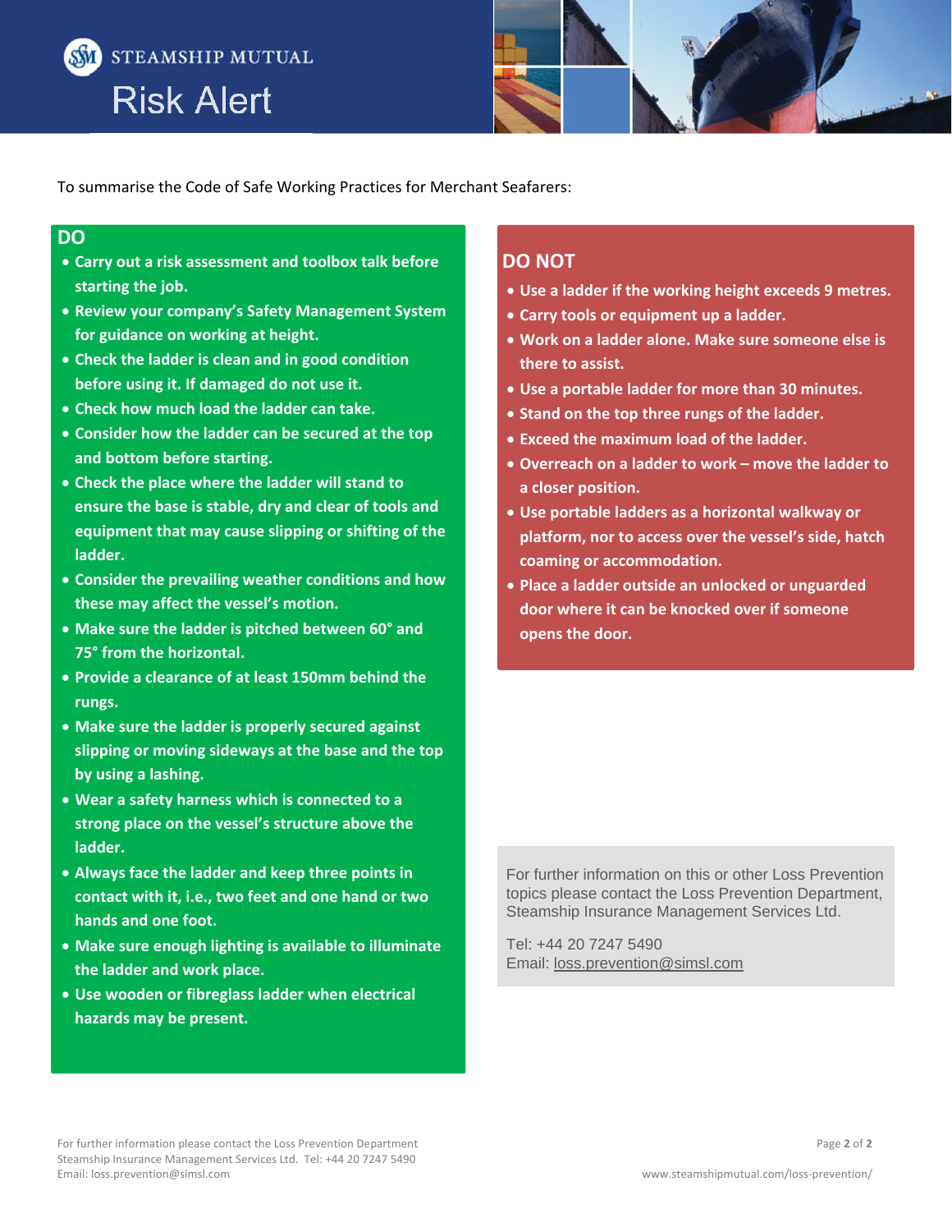STEAMSHIP MUTUAL

# Risk Alert

To summarise the Code of Safe Working Practices for Merchant Seafarers:

## DO

- **Carry out a risk assessment and toolbox talk before starting the job.**
- **Review your company's Safety Management System for guidance on working at height.**
- **Check the ladder is clean and in good condition before using it. If damaged do not use it.**
- **Check how much load the ladder can take.**
- **Consider how the ladder can be secured at the top and bottom before starting.**
- **Check the place where the ladder will stand to ensure the base is stable, dry and clear of tools and equipment that may cause slipping or shifting of the ladder.**
- **Consider the prevailing weather conditions and how these may affect the vessel's motion.**
- **Make sure the ladder is pitched between 60° and 75° from the horizontal.**
- **Provide a clearance of at least 150mm behind the rungs.**
- **Make sure the ladder is properly secured against slipping or moving sideways at the base and the top by using a lashing.**
- **Wear a safety harness which is connected to a strong place on the vessel's structure above the ladder.**
- **Always face the ladder and keep three points in contact with it, i.e., two feet and one hand or two hands and one foot.**
- **Make sure enough lighting is available to illuminate the ladder and work place.**
- **Use wooden or fibreglass ladder when electrical hazards may be present.**

## DO NOT

- **Use a ladder if the working height exceeds 9 metres.**
- **Carry tools or equipment up a ladder.**
- **Work on a ladder alone. Make sure someone else is there to assist.**
- **Use a portable ladder for more than 30 minutes.**
- **Stand on the top three rungs of the ladder.**
- **Exceed the maximum load of the ladder.**
- **Overreach on a ladder to work – move the ladder to a closer position.**
- **Use portable ladders as a horizontal walkway or platform, nor to access over the vessel's side, hatch coaming or accommodation.**
- **Place a ladder outside an unlocked or unguarded door where it can be knocked over if someone opens the door.**

For further information on this or other Loss Prevention topics please contact the Loss Prevention Department, Steamship Insurance Management Services Ltd.

Tel: +44 20 7247 5490
Email: loss.prevention@simsl.com